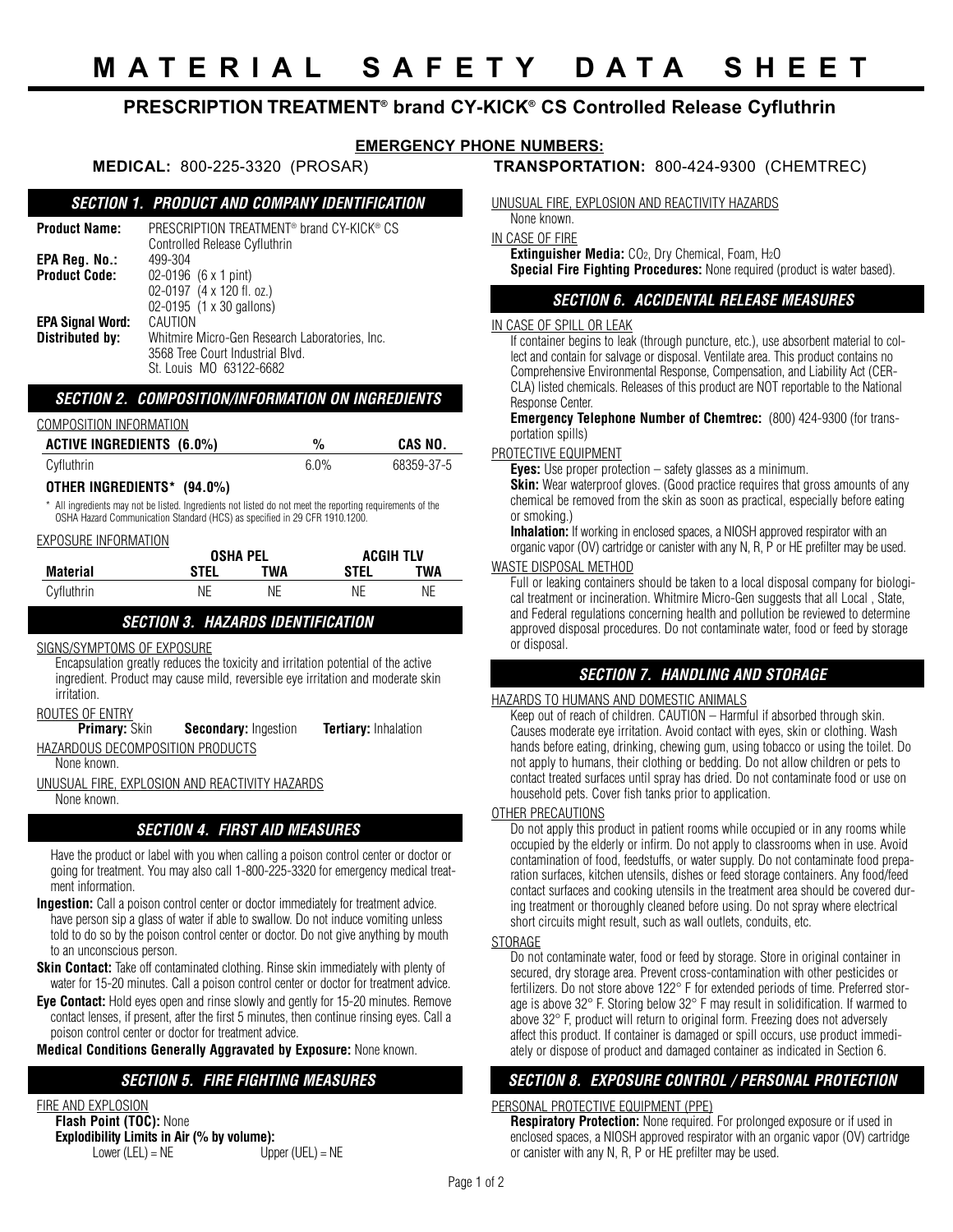# MATERIAL SAFETY DATA SHEET

## PRESCRIPTION TREATMENT® brand CY-KICK® CS Controlled Release Cyfluthrin

**EMERGENCY PHONE NUMBERS:**

**MEDICAL:** 800-225-3320 (PROSAR) **TRANSPORTATION:** 800-424-9300 (CHEMTREC)

### SECTION 1. PRODUCT AND COMPANY IDENTIFICATION

**Product Name:** PRESCRIPTION TREATMENT® brand CY-KICK® CS Controlled Release Cyfluthrin
**EPA Reg. No.:** 499-304
**Product Code:** 02-0196 (6 x 1 pint)
02-0197 (4 x 120 fl. oz.)
02-0195 (1 x 30 gallons)
**EPA Signal Word:** CAUTION
**Distributed by:** Whitmire Micro-Gen Research Laboratories, Inc.
3568 Tree Court Industrial Blvd.
St. Louis MO 63122-6682

### SECTION 2. COMPOSITION/INFORMATION ON INGREDIENTS

COMPOSITION INFORMATION

| ACTIVE INGREDIENTS (6.0%) | % | CAS NO. |
|---|---|---|
| Cyfluthrin | 6.0% | 68359-37-5 |

**OTHER INGREDIENTS* (94.0%)**

\* All ingredients may not be listed. Ingredients not listed do not meet the reporting requirements of the OSHA Hazard Communication Standard (HCS) as specified in 29 CFR 1910.1200.

EXPOSURE INFORMATION

| | OSHA PEL | | ACGIH TLV | |
|---|---|---|---|---|
| **Material** | **STEL** | **TWA** | **STEL** | **TWA** |
| Cyfluthrin | NE | NE | NE | NE |

### SECTION 3. HAZARDS IDENTIFICATION

SIGNS/SYMPTOMS OF EXPOSURE

Encapsulation greatly reduces the toxicity and irritation potential of the active ingredient. Product may cause mild, reversible eye irritation and moderate skin irritation.

ROUTES OF ENTRY

**Primary:** Skin **Secondary:** Ingestion **Tertiary:** Inhalation

HAZARDOUS DECOMPOSITION PRODUCTS

None known.

UNUSUAL FIRE, EXPLOSION AND REACTIVITY HAZARDS

None known.

### SECTION 4. FIRST AID MEASURES

Have the product or label with you when calling a poison control center or doctor or going for treatment. You may also call 1-800-225-3320 for emergency medical treatment information.

**Ingestion:** Call a poison control center or doctor immediately for treatment advice. have person sip a glass of water if able to swallow. Do not induce vomiting unless told to do so by the poison control center or doctor. Do not give anything by mouth to an unconscious person.

**Skin Contact:** Take off contaminated clothing. Rinse skin immediately with plenty of water for 15-20 minutes. Call a poison control center or doctor for treatment advice.

**Eye Contact:** Hold eyes open and rinse slowly and gently for 15-20 minutes. Remove contact lenses, if present, after the first 5 minutes, then continue rinsing eyes. Call a poison control center or doctor for treatment advice.

**Medical Conditions Generally Aggravated by Exposure:** None known.

### SECTION 5. FIRE FIGHTING MEASURES

FIRE AND EXPLOSION

**Flash Point (TOC):** None
**Explodibility Limits in Air (% by volume):**
Lower (LEL) = NE Upper (UEL) = NE

UNUSUAL FIRE, EXPLOSION AND REACTIVITY HAZARDS

None known.

IN CASE OF FIRE

**Extinguisher Media:** $CO_2$, Dry Chemical, Foam, $H_2O$
**Special Fire Fighting Procedures:** None required (product is water based).

### SECTION 6. ACCIDENTAL RELEASE MEASURES

IN CASE OF SPILL OR LEAK

If container begins to leak (through puncture, etc.), use absorbent material to collect and contain for salvage or disposal. Ventilate area. This product contains no Comprehensive Environmental Response, Compensation, and Liability Act (CERCLA) listed chemicals. Releases of this product are NOT reportable to the National Response Center.

**Emergency Telephone Number of Chemtrec:** (800) 424-9300 (for transportation spills)

PROTECTIVE EQUIPMENT

**Eyes:** Use proper protection – safety glasses as a minimum.
**Skin:** Wear waterproof gloves. (Good practice requires that gross amounts of any chemical be removed from the skin as soon as practical, especially before eating or smoking.)
**Inhalation:** If working in enclosed spaces, a NIOSH approved respirator with an organic vapor (OV) cartridge or canister with any N, R, P or HE prefilter may be used.

WASTE DISPOSAL METHOD

Full or leaking containers should be taken to a local disposal company for biological treatment or incineration. Whitmire Micro-Gen suggests that all Local , State, and Federal regulations concerning health and pollution be reviewed to determine approved disposal procedures. Do not contaminate water, food or feed by storage or disposal.

### SECTION 7. HANDLING AND STORAGE

HAZARDS TO HUMANS AND DOMESTIC ANIMALS

Keep out of reach of children. CAUTION – Harmful if absorbed through skin. Causes moderate eye irritation. Avoid contact with eyes, skin or clothing. Wash hands before eating, drinking, chewing gum, using tobacco or using the toilet. Do not apply to humans, their clothing or bedding. Do not allow children or pets to contact treated surfaces until spray has dried. Do not contaminate food or use on household pets. Cover fish tanks prior to application.

OTHER PRECAUTIONS

Do not apply this product in patient rooms while occupied or in any rooms while occupied by the elderly or infirm. Do not apply to classrooms when in use. Avoid contamination of food, feedstuffs, or water supply. Do not contaminate food preparation surfaces, kitchen utensils, dishes or feed storage containers. Any food/feed contact surfaces and cooking utensils in the treatment area should be covered during treatment or thoroughly cleaned before using. Do not spray where electrical short circuits might result, such as wall outlets, conduits, etc.

STORAGE

Do not contaminate water, food or feed by storage. Store in original container in secured, dry storage area. Prevent cross-contamination with other pesticides or fertilizers. Do not store above 122° F for extended periods of time. Preferred storage is above 32° F. Storing below 32° F may result in solidification. If warmed to above 32° F, product will return to original form. Freezing does not adversely affect this product. If container is damaged or spill occurs, use product immediately or dispose of product and damaged container as indicated in Section 6.

### SECTION 8. EXPOSURE CONTROL / PERSONAL PROTECTION

PERSONAL PROTECTIVE EQUIPMENT (PPE)

**Respiratory Protection:** None required. For prolonged exposure or if used in enclosed spaces, a NIOSH approved respirator with an organic vapor (OV) cartridge or canister with any N, R, P or HE prefilter may be used.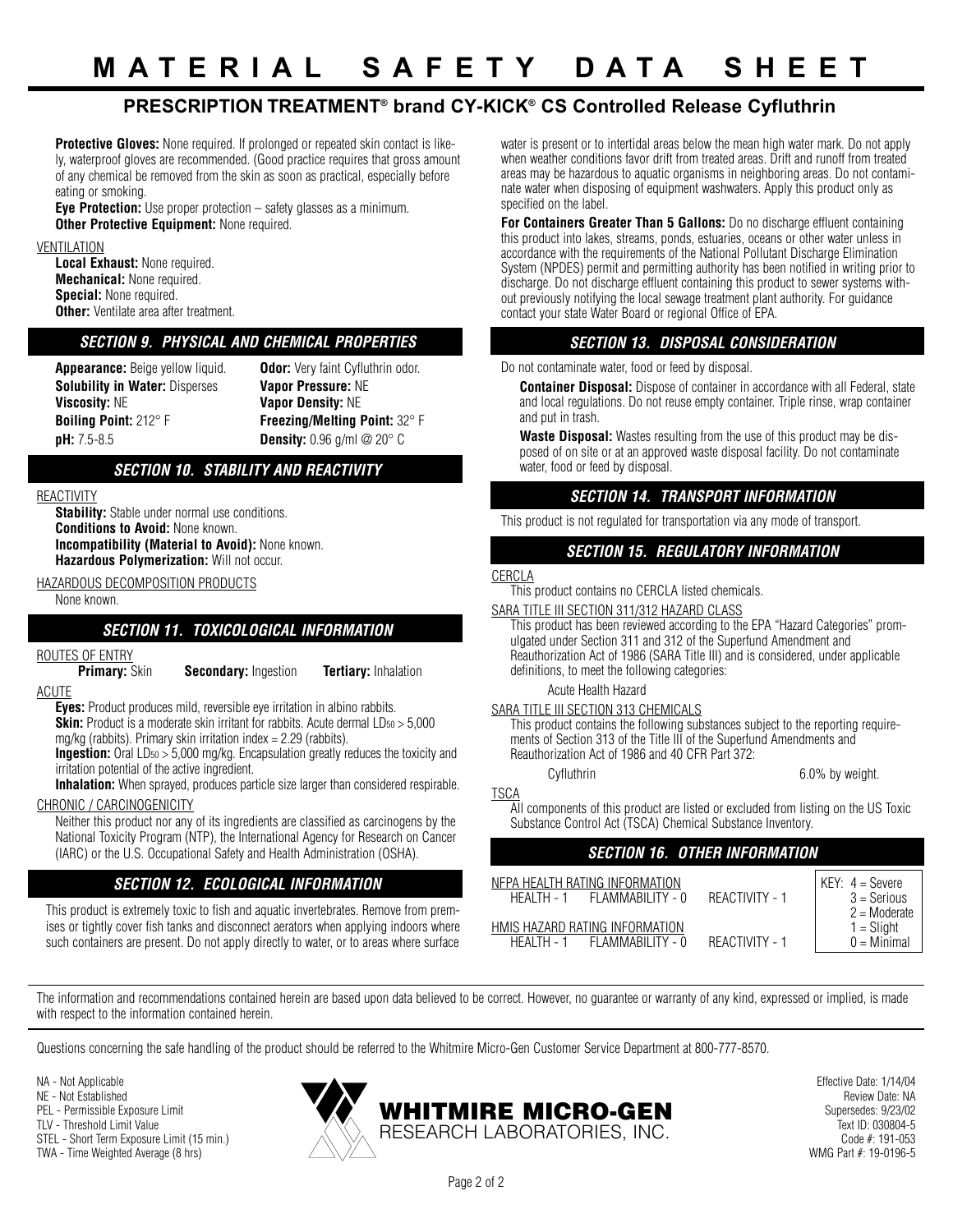# MATERIAL SAFETY DATA SHEET

## PRESCRIPTION TREATMENT® brand CY-KICK® CS Controlled Release Cyfluthrin

**Protective Gloves:** None required. If prolonged or repeated skin contact is likely, waterproof gloves are recommended. (Good practice requires that gross amount of any chemical be removed from the skin as soon as practical, especially before eating or smoking.

**Eye Protection:** Use proper protection – safety glasses as a minimum.

**Other Protective Equipment:** None required.

VENTILATION

**Local Exhaust:** None required.
**Mechanical:** None required.
**Special:** None required.
**Other:** Ventilate area after treatment.

### SECTION 9. PHYSICAL AND CHEMICAL PROPERTIES

**Appearance:** Beige yellow liquid.
**Odor:** Very faint Cyfluthrin odor.
**Solubility in Water:** Disperses
**Vapor Pressure:** NE
**Viscosity:** NE
**Vapor Density:** NE
**Boiling Point:** 212° F
**Freezing/Melting Point:** 32° F
**pH:** 7.5-8.5
**Density:** 0.96 g/ml @ 20° C

### SECTION 10. STABILITY AND REACTIVITY

REACTIVITY

**Stability:** Stable under normal use conditions.
**Conditions to Avoid:** None known.
**Incompatibility (Material to Avoid):** None known.
**Hazardous Polymerization:** Will not occur.

HAZARDOUS DECOMPOSITION PRODUCTS

None known.

### SECTION 11. TOXICOLOGICAL INFORMATION

ROUTES OF ENTRY

**Primary:** Skin **Secondary:** Ingestion **Tertiary:** Inhalation

ACUTE

**Eyes:** Product produces mild, reversible eye irritation in albino rabbits.

**Skin:** Product is a moderate skin irritant for rabbits. Acute dermal $LD_{50}$ > 5,000 mg/kg (rabbits). Primary skin irritation index = 2.29 (rabbits).

**Ingestion:** Oral $LD_{50}$ > 5,000 mg/kg. Encapsulation greatly reduces the toxicity and irritation potential of the active ingredient.

**Inhalation:** When sprayed, produces particle size larger than considered respirable.

CHRONIC / CARCINOGENICITY

Neither this product nor any of its ingredients are classified as carcinogens by the National Toxicity Program (NTP), the International Agency for Research on Cancer (IARC) or the U.S. Occupational Safety and Health Administration (OSHA).

### SECTION 12. ECOLOGICAL INFORMATION

This product is extremely toxic to fish and aquatic invertebrates. Remove from premises or tightly cover fish tanks and disconnect aerators when applying indoors where such containers are present. Do not apply directly to water, or to areas where surface water is present or to intertidal areas below the mean high water mark. Do not apply when weather conditions favor drift from treated areas. Drift and runoff from treated areas may be hazardous to aquatic organisms in neighboring areas. Do not contaminate water when disposing of equipment washwaters. Apply this product only as specified on the label.

**For Containers Greater Than 5 Gallons:** Do no discharge effluent containing this product into lakes, streams, ponds, estuaries, oceans or other water unless in accordance with the requirements of the National Pollutant Discharge Elimination System (NPDES) permit and permitting authority has been notified in writing prior to discharge. Do not discharge effluent containing this product to sewer systems without previously notifying the local sewage treatment plant authority. For guidance contact your state Water Board or regional Office of EPA.

### SECTION 13. DISPOSAL CONSIDERATION

Do not contaminate water, food or feed by disposal.

**Container Disposal:** Dispose of container in accordance with all Federal, state and local regulations. Do not reuse empty container. Triple rinse, wrap container and put in trash.

**Waste Disposal:** Wastes resulting from the use of this product may be disposed of on site or at an approved waste disposal facility. Do not contaminate water, food or feed by disposal.

### SECTION 14. TRANSPORT INFORMATION

This product is not regulated for transportation via any mode of transport.

### SECTION 15. REGULATORY INFORMATION

CERCLA

This product contains no CERCLA listed chemicals.

SARA TITLE III SECTION 311/312 HAZARD CLASS

This product has been reviewed according to the EPA "Hazard Categories" promulgated under Section 311 and 312 of the Superfund Amendment and Reauthorization Act of 1986 (SARA Title III) and is considered, under applicable definitions, to meet the following categories:

Acute Health Hazard

SARA TITLE III SECTION 313 CHEMICALS

This product contains the following substances subject to the reporting requirements of Section 313 of the Title III of the Superfund Amendments and Reauthorization Act of 1986 and 40 CFR Part 372:

Cyfluthrin 6.0% by weight.

TSCA

All components of this product are listed or excluded from listing on the US Toxic Substance Control Act (TSCA) Chemical Substance Inventory.

### SECTION 16. OTHER INFORMATION

NFPA HEALTH RATING INFORMATION
HEALTH - 1 FLAMMABILITY - 0 REACTIVITY - 1

HMIS HAZARD RATING INFORMATION
HEALTH - 1 FLAMMABILITY - 0 REACTIVITY - 1

KEY: 4 = Severe
3 = Serious
2 = Moderate
1 = Slight
0 = Minimal

The information and recommendations contained herein are based upon data believed to be correct. However, no guarantee or warranty of any kind, expressed or implied, is made with respect to the information contained herein.

Questions concerning the safe handling of the product should be referred to the Whitmire Micro-Gen Customer Service Department at 800-777-8570.

NA - Not Applicable
NE - Not Established
PEL - Permissible Exposure Limit
TLV - Threshold Limit Value
STEL - Short Term Exposure Limit (15 min.)
TWA - Time Weighted Average (8 hrs)

WHITMIRE MICRO-GEN
RESEARCH LABORATORIES, INC.

Effective Date: 1/14/04
Review Date: NA
Supersedes: 9/23/02
Text ID: 030804-5
Code #: 191-053
WMG Part #: 19-0196-5